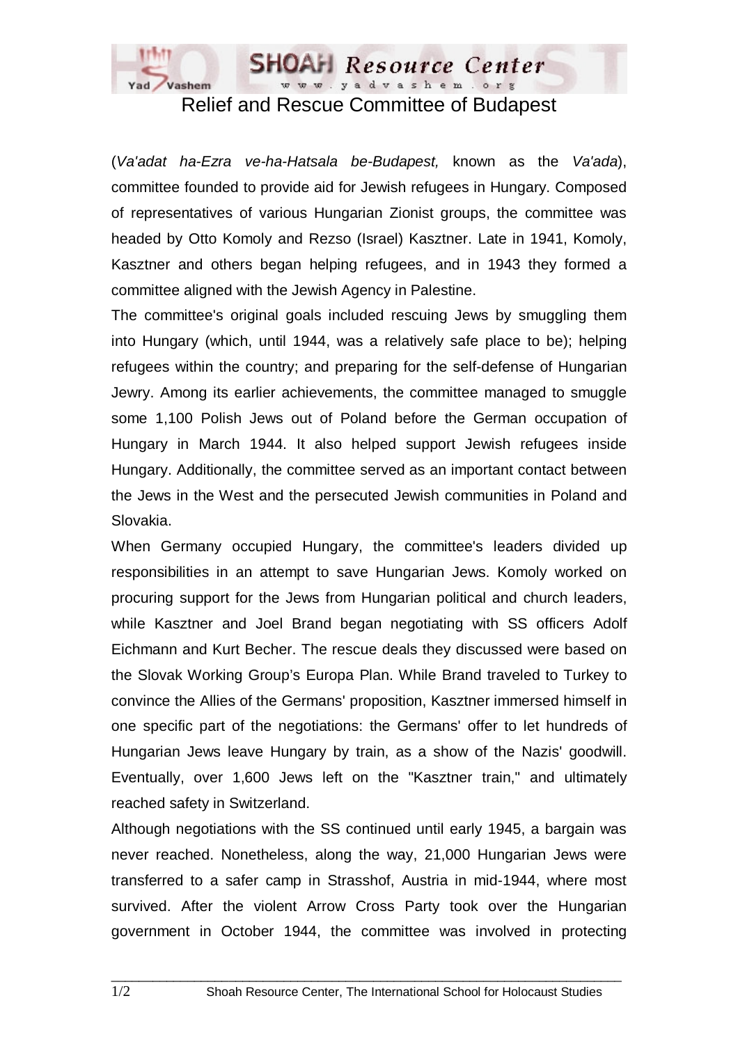# Relief and Rescue Committee of Budapest

(*Va'adat ha-Ezra ve-ha-Hatsala be-Budapest,* known as the *Va'ada*), committee founded to provide aid for Jewish refugees in Hungary. Composed of representatives of various Hungarian Zionist groups, the committee was headed by Otto Komoly and Rezso (Israel) Kasztner. Late in 1941, Komoly, Kasztner and others began helping refugees, and in 1943 they formed a committee aligned with the Jewish Agency in Palestine.

The committee's original goals included rescuing Jews by smuggling them into Hungary (which, until 1944, was a relatively safe place to be); helping refugees within the country; and preparing for the self-defense of Hungarian Jewry. Among its earlier achievements, the committee managed to smuggle some 1,100 Polish Jews out of Poland before the German occupation of Hungary in March 1944. It also helped support Jewish refugees inside Hungary. Additionally, the committee served as an important contact between the Jews in the West and the persecuted Jewish communities in Poland and Slovakia.

When Germany occupied Hungary, the committee's leaders divided up responsibilities in an attempt to save Hungarian Jews. Komoly worked on procuring support for the Jews from Hungarian political and church leaders, while Kasztner and Joel Brand began negotiating with SS officers Adolf Eichmann and Kurt Becher. The rescue deals they discussed were based on the Slovak Working Group's Europa Plan. While Brand traveled to Turkey to convince the Allies of the Germans' proposition, Kasztner immersed himself in one specific part of the negotiations: the Germans' offer to let hundreds of Hungarian Jews leave Hungary by train, as a show of the Nazis' goodwill. Eventually, over 1,600 Jews left on the "Kasztner train," and ultimately reached safety in Switzerland.

Although negotiations with the SS continued until early 1945, a bargain was never reached. Nonetheless, along the way, 21,000 Hungarian Jews were transferred to a safer camp in Strasshof, Austria in mid-1944, where most survived. After the violent Arrow Cross Party took over the Hungarian government in October 1944, the committee was involved in protecting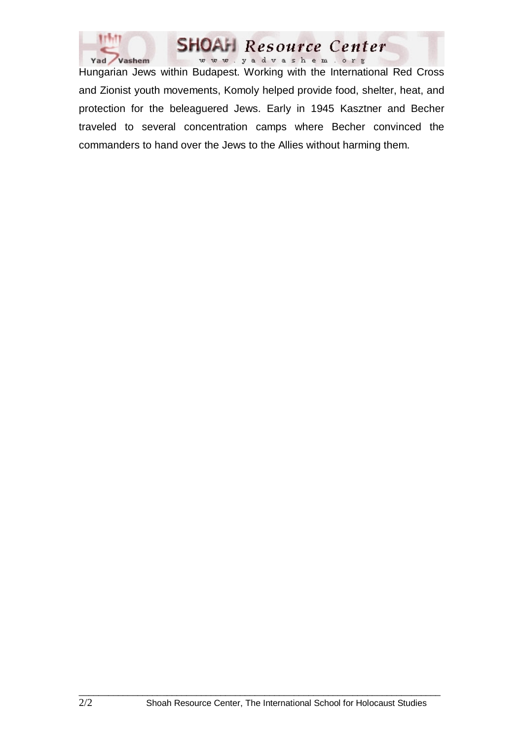Hungarian Jews within Budapest. Working with the International Red Cross and Zionist youth movements, Komoly helped provide food, shelter, heat, and protection for the beleaguered Jews. Early in 1945 Kasztner and Becher traveled to several concentration camps where Becher convinced the commanders to hand over the Jews to the Allies without harming them.